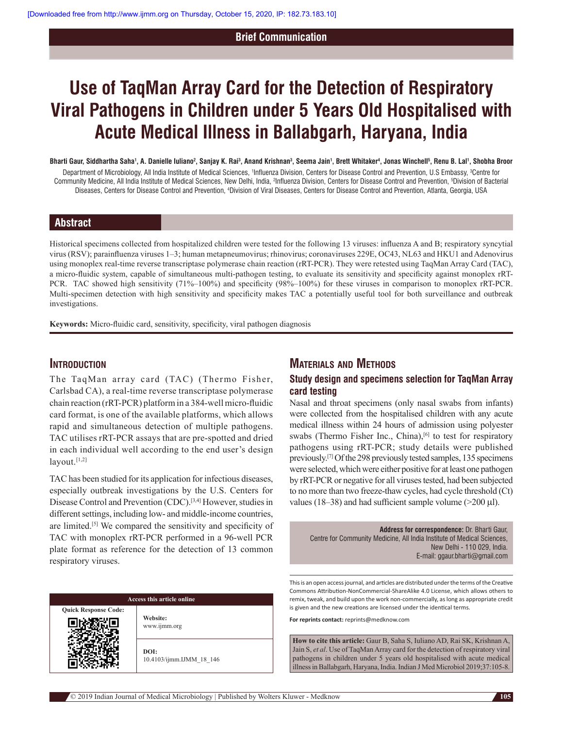Brief Communication

# Use of TaqMan Array Card for the Detection of Respiratory Viral Pathogens in Children under 5 Years Old Hospitalised with Acute Medical Illness in Ballabgarh, Haryana, India

**Bharti Gaur, Siddhartha Saha[1], A. Danielle Iuliano[2], Sanjay K. Rai[3], Anand Krishnan[3], Seema Jain[1], Brett Whitaker[4], Jonas Winchell[5], Renu B. Lal[1], Shobha Broor**

Department of Microbiology, All India Institute of Medical Sciences, [1]Influenza Division, Centers for Disease Control and Prevention, U.S Embassy, [3]Centre for Community Medicine, All India Institute of Medical Sciences, New Delhi, India, [2]Influenza Division, Centers for Disease Control and Prevention, [5]Division of Bacterial Diseases, Centers for Disease Control and Prevention, [4]Division of Viral Diseases, Centers for Disease Control and Prevention, Atlanta, Georgia, USA

## Abstract

Historical specimens collected from hospitalized children were tested for the following 13 viruses: influenza A and B; respiratory syncytial virus (RSV); parainfluenza viruses 1–3; human metapneumovirus; rhinovirus; coronaviruses 229E, OC43, NL63 and HKU1 and Adenovirus using monoplex real-time reverse transcriptase polymerase chain reaction (rRT-PCR). They were retested using TaqMan Array Card (TAC), a micro-fluidic system, capable of simultaneous multi-pathogen testing, to evaluate its sensitivity and specificity against monoplex rRT-PCR. TAC showed high sensitivity (71%–100%) and specificity (98%–100%) for these viruses in comparison to monoplex rRT-PCR. Multi-specimen detection with high sensitivity and specificity makes TAC a potentially useful tool for both surveillance and outbreak investigations.

**Keywords:** Micro-fluidic card, sensitivity, specificity, viral pathogen diagnosis

## Introduction

The TaqMan array card (TAC) (Thermo Fisher, Carlsbad CA), a real-time reverse transcriptase polymerase chain reaction (rRT-PCR) platform in a 384-well micro-fluidic card format, is one of the available platforms, which allows rapid and simultaneous detection of multiple pathogens. TAC utilises rRT-PCR assays that are pre-spotted and dried in each individual well according to the end user's design layout.[1,2]

TAC has been studied for its application for infectious diseases, especially outbreak investigations by the U.S. Centers for Disease Control and Prevention (CDC).[3,4] However, studies in different settings, including low- and middle-income countries, are limited.[5] We compared the sensitivity and specificity of TAC with monoplex rRT-PCR performed in a 96-well PCR plate format as reference for the detection of 13 common respiratory viruses.

## Materials and Methods

### Study design and specimens selection for TaqMan Array card testing

Nasal and throat specimens (only nasal swabs from infants) were collected from the hospitalised children with any acute medical illness within 24 hours of admission using polyester swabs (Thermo Fisher Inc., China),[6] to test for respiratory pathogens using rRT-PCR; study details were published previously.[7] Of the 298 previously tested samples, 135 specimens were selected, which were either positive for at least one pathogen by rRT-PCR or negative for all viruses tested, had been subjected to no more than two freeze-thaw cycles, had cycle threshold (Ct) values (18–38) and had sufficient sample volume (>200 µl).

**Address for correspondence:** Dr. Bharti Gaur, Centre for Community Medicine, All India Institute of Medical Sciences, New Delhi - 110 029, India. E-mail: ggaur.bharti@gmail.com

Access this article online

Website: www.ijmm.org

DOI: 10.4103/ijmm.IJMM_18_146

This is an open access journal, and articles are distributed under the terms of the Creative Commons Attribution-NonCommercial-ShareAlike 4.0 License, which allows others to remix, tweak, and build upon the work non-commercially, as long as appropriate credit is given and the new creations are licensed under the identical terms.

**For reprints contact:** reprints@medknow.com

**How to cite this article:** Gaur B, Saha S, Iuliano AD, Rai SK, Krishnan A, Jain S, *et al*. Use of TaqMan Array card for the detection of respiratory viral pathogens in children under 5 years old hospitalised with acute medical illness in Ballabgarh, Haryana, India. Indian J Med Microbiol 2019;37:105-8.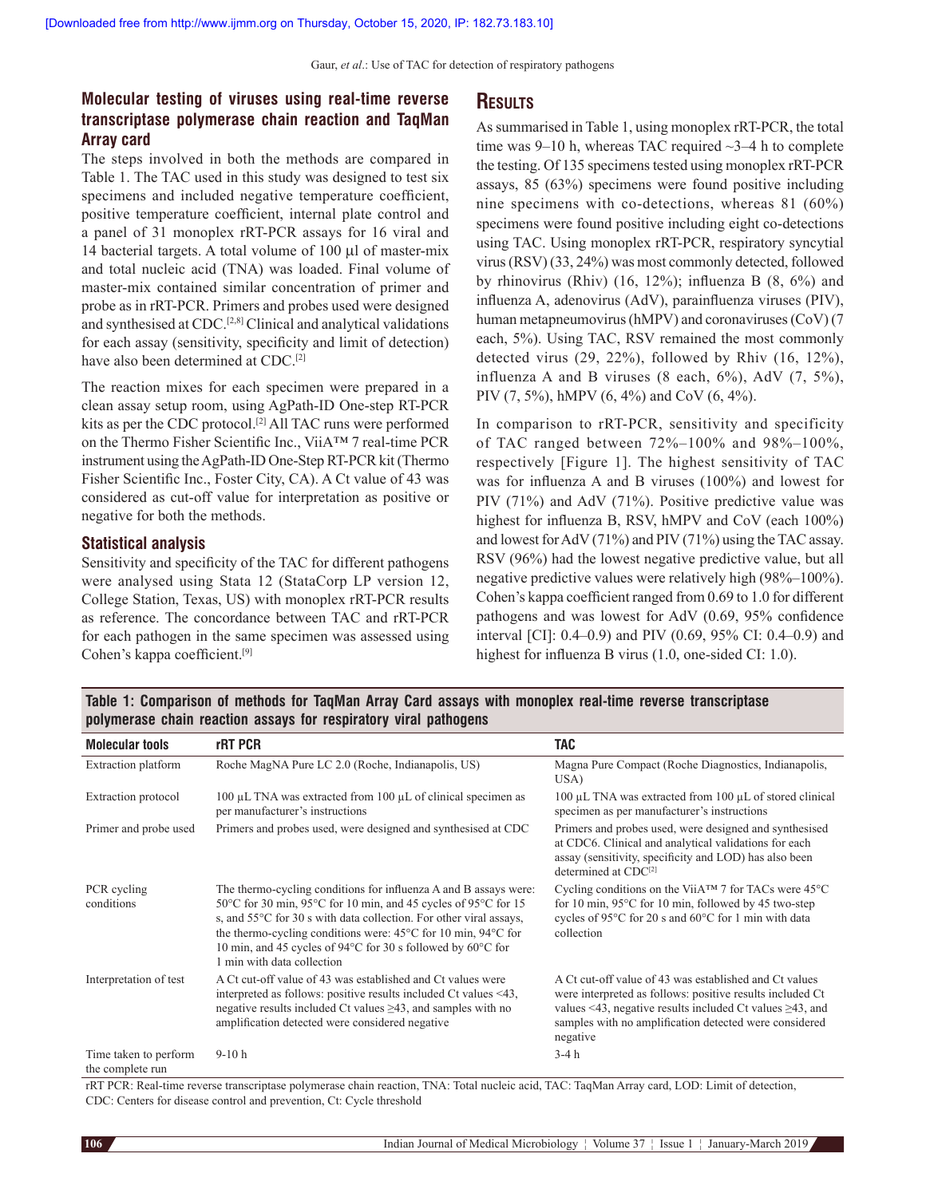### Molecular testing of viruses using real-time reverse transcriptase polymerase chain reaction and TaqMan Array card

The steps involved in both the methods are compared in Table 1. The TAC used in this study was designed to test six specimens and included negative temperature coefficient, positive temperature coefficient, internal plate control and a panel of 31 monoplex rRT-PCR assays for 16 viral and 14 bacterial targets. A total volume of 100 µl of master-mix and total nucleic acid (TNA) was loaded. Final volume of master-mix contained similar concentration of primer and probe as in rRT-PCR. Primers and probes used were designed and synthesised at CDC.[2,8] Clinical and analytical validations for each assay (sensitivity, specificity and limit of detection) have also been determined at CDC.[2]

The reaction mixes for each specimen were prepared in a clean assay setup room, using AgPath-ID One-step RT-PCR kits as per the CDC protocol.[2] All TAC runs were performed on the Thermo Fisher Scientific Inc., ViiA™ 7 real-time PCR instrument using the AgPath-ID One-Step RT-PCR kit (Thermo Fisher Scientific Inc., Foster City, CA). A Ct value of 43 was considered as cut-off value for interpretation as positive or negative for both the methods.

### Statistical analysis

Sensitivity and specificity of the TAC for different pathogens were analysed using Stata 12 (StataCorp LP version 12, College Station, Texas, US) with monoplex rRT-PCR results as reference. The concordance between TAC and rRT-PCR for each pathogen in the same specimen was assessed using Cohen's kappa coefficient.[9]

## Results

As summarised in Table 1, using monoplex rRT-PCR, the total time was 9–10 h, whereas TAC required ~3–4 h to complete the testing. Of 135 specimens tested using monoplex rRT-PCR assays, 85 (63%) specimens were found positive including nine specimens with co-detections, whereas 81 (60%) specimens were found positive including eight co-detections using TAC. Using monoplex rRT-PCR, respiratory syncytial virus (RSV) (33, 24%) was most commonly detected, followed by rhinovirus (Rhiv) (16, 12%); influenza B (8, 6%) and influenza A, adenovirus (AdV), parainfluenza viruses (PIV), human metapneumovirus (hMPV) and coronaviruses (CoV) (7 each, 5%). Using TAC, RSV remained the most commonly detected virus (29, 22%), followed by Rhiv (16, 12%), influenza A and B viruses (8 each, 6%), AdV (7, 5%), PIV (7, 5%), hMPV (6, 4%) and CoV (6, 4%).

In comparison to rRT-PCR, sensitivity and specificity of TAC ranged between 72%–100% and 98%–100%, respectively [Figure 1]. The highest sensitivity of TAC was for influenza A and B viruses (100%) and lowest for PIV (71%) and AdV (71%). Positive predictive value was highest for influenza B, RSV, hMPV and CoV (each 100%) and lowest for AdV (71%) and PIV (71%) using the TAC assay. RSV (96%) had the lowest negative predictive value, but all negative predictive values were relatively high (98%–100%). Cohen's kappa coefficient ranged from 0.69 to 1.0 for different pathogens and was lowest for AdV (0.69, 95% confidence interval [CI]: 0.4–0.9) and PIV (0.69, 95% CI: 0.4–0.9) and highest for influenza B virus (1.0, one-sided CI: 1.0).

**Table 1: Comparison of methods for TaqMan Array Card assays with monoplex real-time reverse transcriptase polymerase chain reaction assays for respiratory viral pathogens**

| Molecular tools | rRT PCR | TAC |
|---|---|---|
| Extraction platform | Roche MagNA Pure LC 2.0 (Roche, Indianapolis, US) | Magna Pure Compact (Roche Diagnostics, Indianapolis, USA) |
| Extraction protocol | 100 µL TNA was extracted from 100 µL of clinical specimen as per manufacturer's instructions | 100 µL TNA was extracted from 100 µL of stored clinical specimen as per manufacturer's instructions |
| Primer and probe used | Primers and probes used, were designed and synthesised at CDC | Primers and probes used, were designed and synthesised at CDC6. Clinical and analytical validations for each assay (sensitivity, specificity and LOD) has also been determined at CDC[2] |
| PCR cycling conditions | The thermo-cycling conditions for influenza A and B assays were: 50°C for 30 min, 95°C for 10 min, and 45 cycles of 95°C for 15 s, and 55°C for 30 s with data collection. For other viral assays, the thermo-cycling conditions were: 45°C for 10 min, 94°C for 10 min, and 45 cycles of 94°C for 30 s followed by 60°C for 1 min with data collection | Cycling conditions on the ViiA™ 7 for TACs were 45°C for 10 min, 95°C for 10 min, followed by 45 two-step cycles of 95°C for 20 s and 60°C for 1 min with data collection |
| Interpretation of test | A Ct cut-off value of 43 was established and Ct values were interpreted as follows: positive results included Ct values <43, negative results included Ct values ≥43, and samples with no amplification detected were considered negative | A Ct cut-off value of 43 was established and Ct values were interpreted as follows: positive results included Ct values <43, negative results included Ct values ≥43, and samples with no amplification detected were considered negative |
| Time taken to perform the complete run | 9-10 h | 3-4 h |

rRT PCR: Real-time reverse transcriptase polymerase chain reaction, TNA: Total nucleic acid, TAC: TaqMan Array card, LOD: Limit of detection, CDC: Centers for disease control and prevention, Ct: Cycle threshold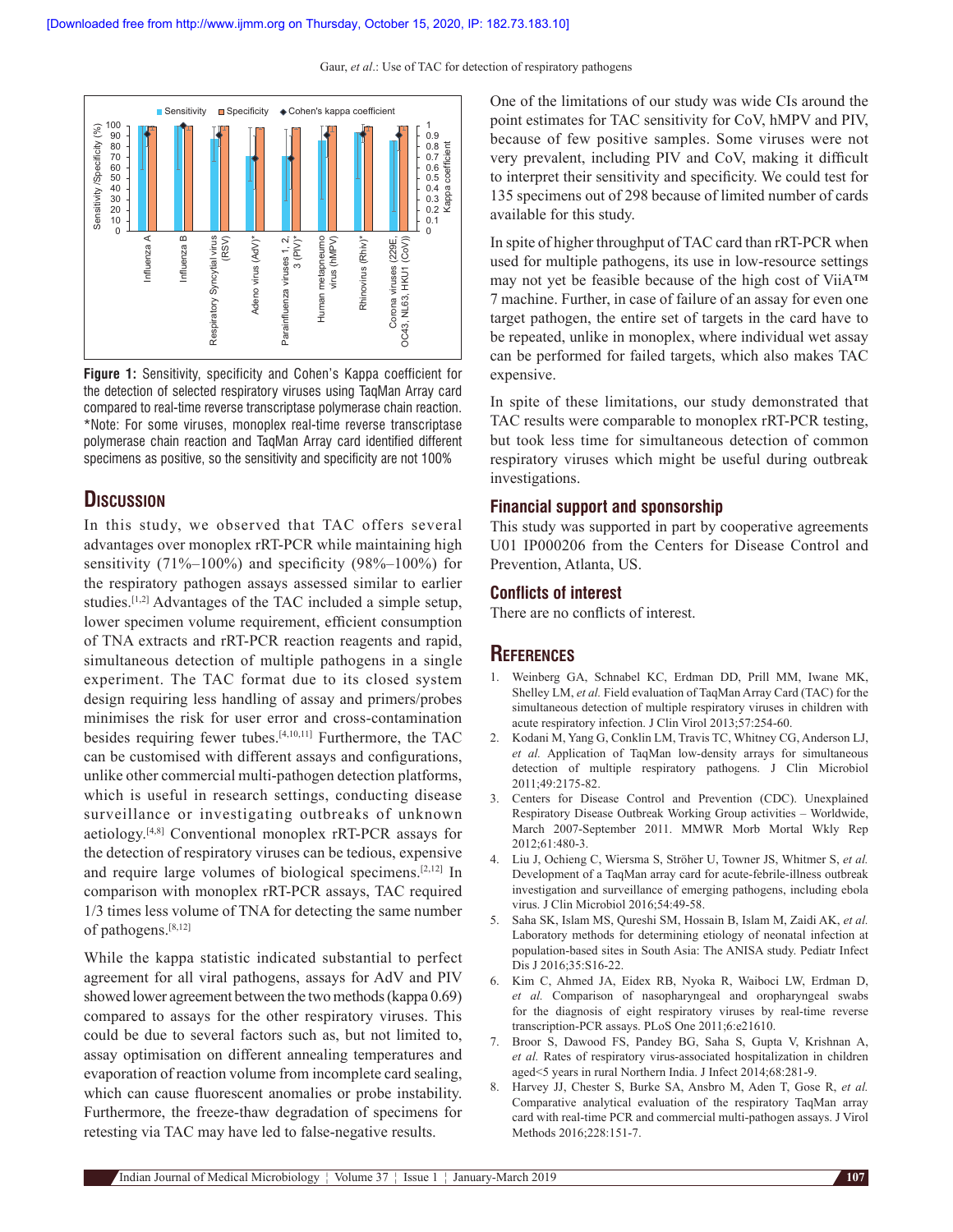Figure 1: Sensitivity, specificity and Cohen's Kappa coefficient for the detection of selected respiratory viruses using TaqMan Array card compared to real-time reverse transcriptase polymerase chain reaction. *Note: For some viruses, monoplex real-time reverse transcriptase polymerase chain reaction and TaqMan Array card identified different specimens as positive, so the sensitivity and specificity are not 100%

## Discussion

In this study, we observed that TAC offers several advantages over monoplex rRT-PCR while maintaining high sensitivity (71%–100%) and specificity (98%–100%) for the respiratory pathogen assays assessed similar to earlier studies.[1,2] Advantages of the TAC included a simple setup, lower specimen volume requirement, efficient consumption of TNA extracts and rRT-PCR reaction reagents and rapid, simultaneous detection of multiple pathogens in a single experiment. The TAC format due to its closed system design requiring less handling of assay and primers/probes minimises the risk for user error and cross-contamination besides requiring fewer tubes.[4,10,11] Furthermore, the TAC can be customised with different assays and configurations, unlike other commercial multi-pathogen detection platforms, which is useful in research settings, conducting disease surveillance or investigating outbreaks of unknown aetiology.[4,8] Conventional monoplex rRT-PCR assays for the detection of respiratory viruses can be tedious, expensive and require large volumes of biological specimens.[2,12] In comparison with monoplex rRT-PCR assays, TAC required 1/3 times less volume of TNA for detecting the same number of pathogens.[8,12]

While the kappa statistic indicated substantial to perfect agreement for all viral pathogens, assays for AdV and PIV showed lower agreement between the two methods (kappa 0.69) compared to assays for the other respiratory viruses. This could be due to several factors such as, but not limited to, assay optimisation on different annealing temperatures and evaporation of reaction volume from incomplete card sealing, which can cause fluorescent anomalies or probe instability. Furthermore, the freeze-thaw degradation of specimens for retesting via TAC may have led to false-negative results.

One of the limitations of our study was wide CIs around the point estimates for TAC sensitivity for CoV, hMPV and PIV, because of few positive samples. Some viruses were not very prevalent, including PIV and CoV, making it difficult to interpret their sensitivity and specificity. We could test for 135 specimens out of 298 because of limited number of cards available for this study.

In spite of higher throughput of TAC card than rRT-PCR when used for multiple pathogens, its use in low-resource settings may not yet be feasible because of the high cost of ViiA™ 7 machine. Further, in case of failure of an assay for even one target pathogen, the entire set of targets in the card have to be repeated, unlike in monoplex, where individual wet assay can be performed for failed targets, which also makes TAC expensive.

In spite of these limitations, our study demonstrated that TAC results were comparable to monoplex rRT-PCR testing, but took less time for simultaneous detection of common respiratory viruses which might be useful during outbreak investigations.

### Financial support and sponsorship

This study was supported in part by cooperative agreements U01 IP000206 from the Centers for Disease Control and Prevention, Atlanta, US.

### Conflicts of interest

There are no conflicts of interest.

## References

1. Weinberg GA, Schnabel KC, Erdman DD, Prill MM, Iwane MK, Shelley LM, *et al.* Field evaluation of TaqMan Array Card (TAC) for the simultaneous detection of multiple respiratory viruses in children with acute respiratory infection. J Clin Virol 2013;57:254-60.
2. Kodani M, Yang G, Conklin LM, Travis TC, Whitney CG, Anderson LJ, *et al.* Application of TaqMan low-density arrays for simultaneous detection of multiple respiratory pathogens. J Clin Microbiol 2011;49:2175-82.
3. Centers for Disease Control and Prevention (CDC). Unexplained Respiratory Disease Outbreak Working Group activities – Worldwide, March 2007-September 2011. MMWR Morb Mortal Wkly Rep 2012;61:480-3.
4. Liu J, Ochieng C, Wiersma S, Ströher U, Towner JS, Whitmer S, *et al.* Development of a TaqMan array card for acute-febrile-illness outbreak investigation and surveillance of emerging pathogens, including ebola virus. J Clin Microbiol 2016;54:49-58.
5. Saha SK, Islam MS, Qureshi SM, Hossain B, Islam M, Zaidi AK, *et al.* Laboratory methods for determining etiology of neonatal infection at population-based sites in South Asia: The ANISA study. Pediatr Infect Dis J 2016;35:S16-22.
6. Kim C, Ahmed JA, Eidex RB, Nyoka R, Waiboci LW, Erdman D, *et al.* Comparison of nasopharyngeal and oropharyngeal swabs for the diagnosis of eight respiratory viruses by real-time reverse transcription-PCR assays. PLoS One 2011;6:e21610.
7. Broor S, Dawood FS, Pandey BG, Saha S, Gupta V, Krishnan A, *et al.* Rates of respiratory virus-associated hospitalization in children aged<5 years in rural Northern India. J Infect 2014;68:281-9.
8. Harvey JJ, Chester S, Burke SA, Ansbro M, Aden T, Gose R, *et al.* Comparative analytical evaluation of the respiratory TaqMan array card with real-time PCR and commercial multi-pathogen assays. J Virol Methods 2016;228:151-7.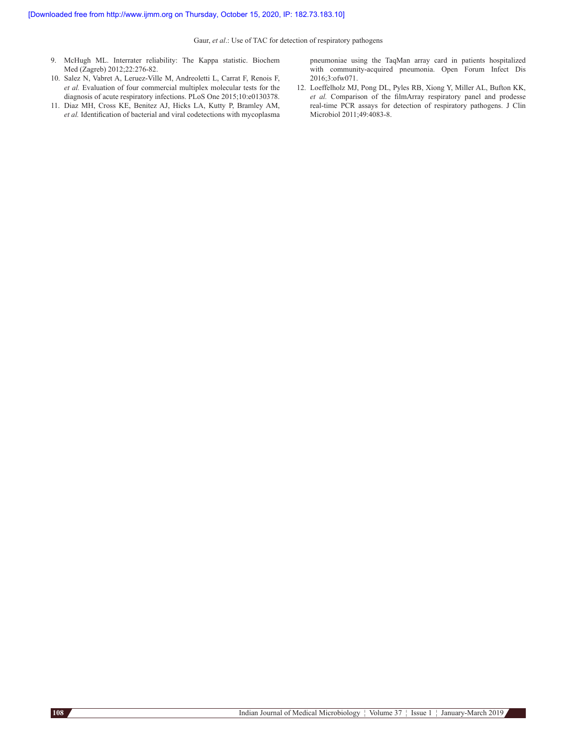9. McHugh ML. Interrater reliability: The Kappa statistic. Biochem Med (Zagreb) 2012;22:276-82.
10. Salez N, Vabret A, Leruez-Ville M, Andreoletti L, Carrat F, Renois F, *et al.* Evaluation of four commercial multiplex molecular tests for the diagnosis of acute respiratory infections. PLoS One 2015;10:e0130378.
11. Diaz MH, Cross KE, Benitez AJ, Hicks LA, Kutty P, Bramley AM, *et al.* Identification of bacterial and viral codetections with mycoplasma pneumoniae using the TaqMan array card in patients hospitalized with community-acquired pneumonia. Open Forum Infect Dis 2016;3:ofw071.
12. Loeffelholz MJ, Pong DL, Pyles RB, Xiong Y, Miller AL, Bufton KK, *et al.* Comparison of the filmArray respiratory panel and prodesse real-time PCR assays for detection of respiratory pathogens. J Clin Microbiol 2011;49:4083-8.